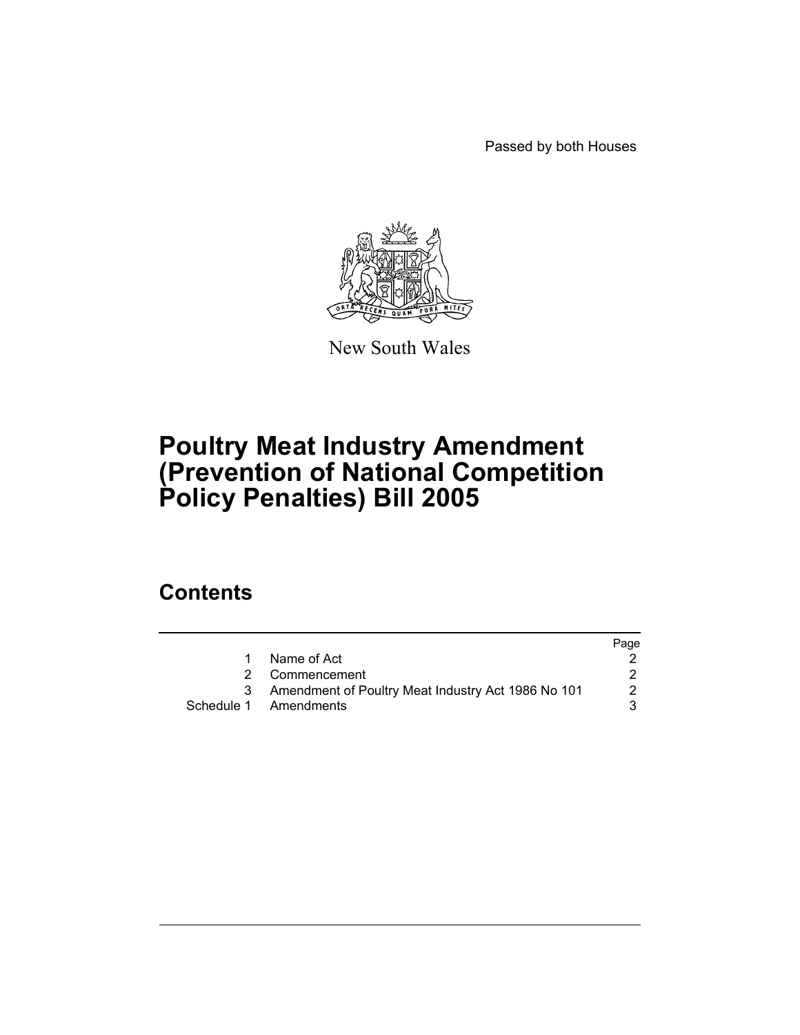Passed by both Houses

New South Wales

# Poultry Meat Industry Amendment (Prevention of National Competition Policy Penalties) Bill 2005

## Contents

| | | Page |
|---|---|---|
| 1 | Name of Act | 2 |
| 2 | Commencement | 2 |
| 3 | Amendment of Poultry Meat Industry Act 1986 No 101 | 2 |
| Schedule 1 | Amendments | 3 |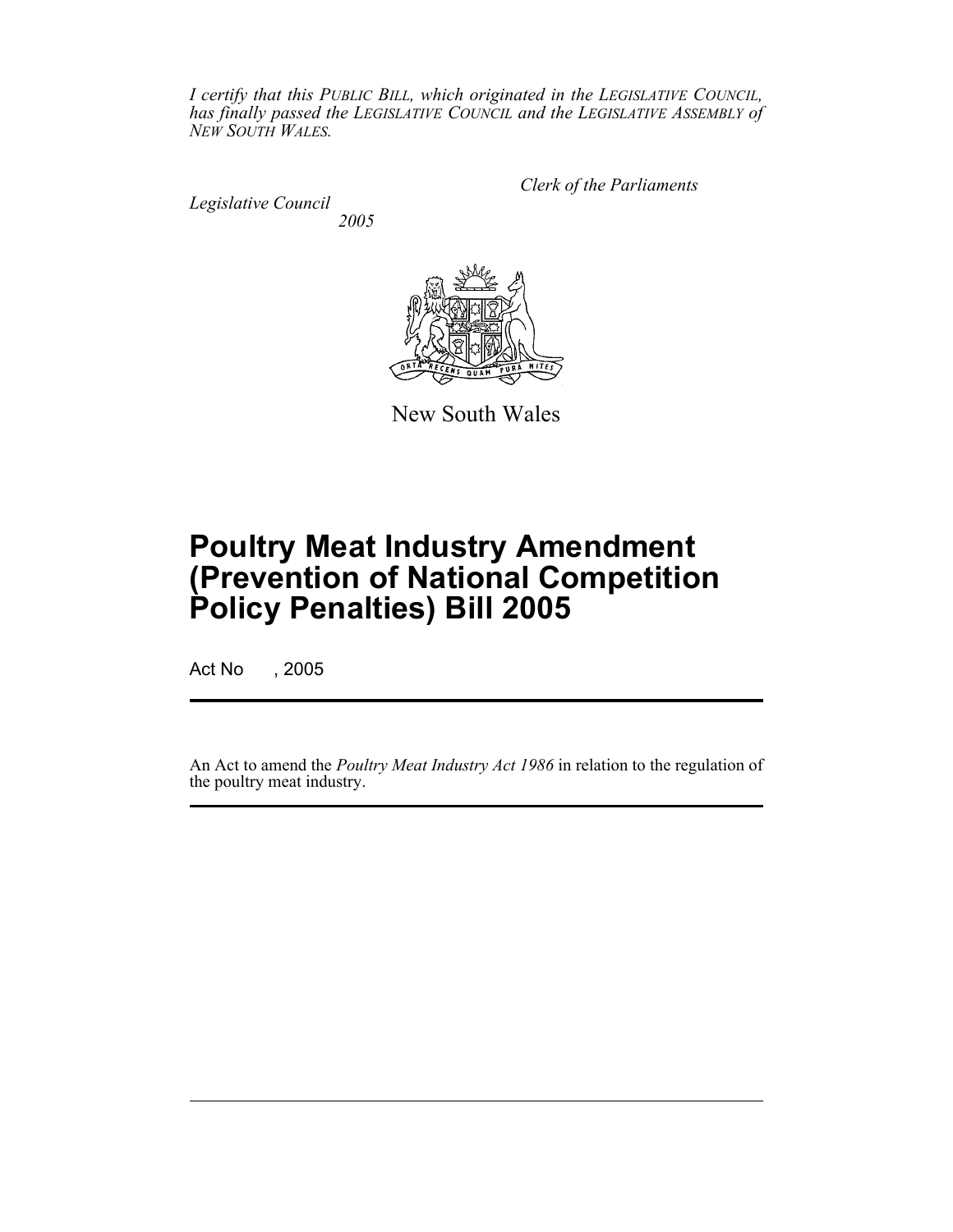*I certify that this PUBLIC BILL, which originated in the LEGISLATIVE COUNCIL, has finally passed the LEGISLATIVE COUNCIL and the LEGISLATIVE ASSEMBLY of NEW SOUTH WALES.*

*Clerk of the Parliaments*

*Legislative Council*
*2005*

New South Wales

# Poultry Meat Industry Amendment (Prevention of National Competition Policy Penalties) Bill 2005

Act No , 2005

An Act to amend the *Poultry Meat Industry Act 1986* in relation to the regulation of the poultry meat industry.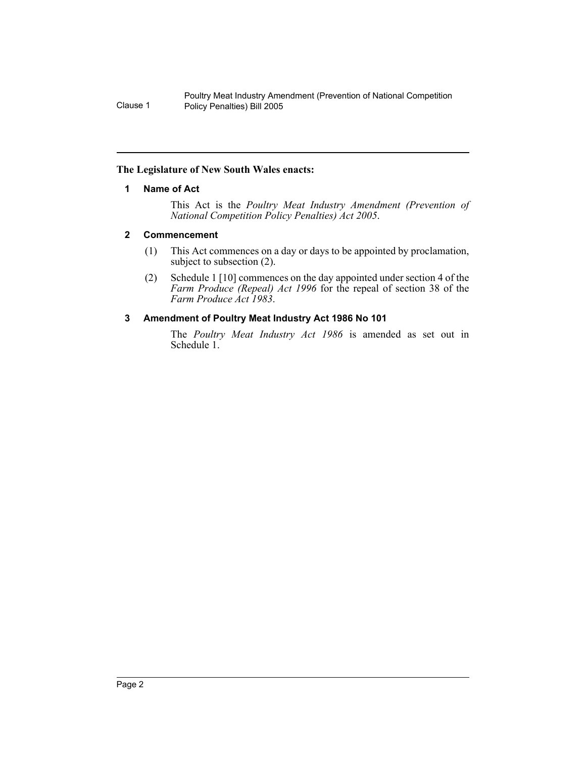**The Legislature of New South Wales enacts:**

## 1 Name of Act

This Act is the *Poultry Meat Industry Amendment (Prevention of National Competition Policy Penalties) Act 2005*.

## 2 Commencement

(1) This Act commences on a day or days to be appointed by proclamation, subject to subsection (2).

(2) Schedule 1 [10] commences on the day appointed under section 4 of the *Farm Produce (Repeal) Act 1996* for the repeal of section 38 of the *Farm Produce Act 1983*.

## 3 Amendment of Poultry Meat Industry Act 1986 No 101

The *Poultry Meat Industry Act 1986* is amended as set out in Schedule 1.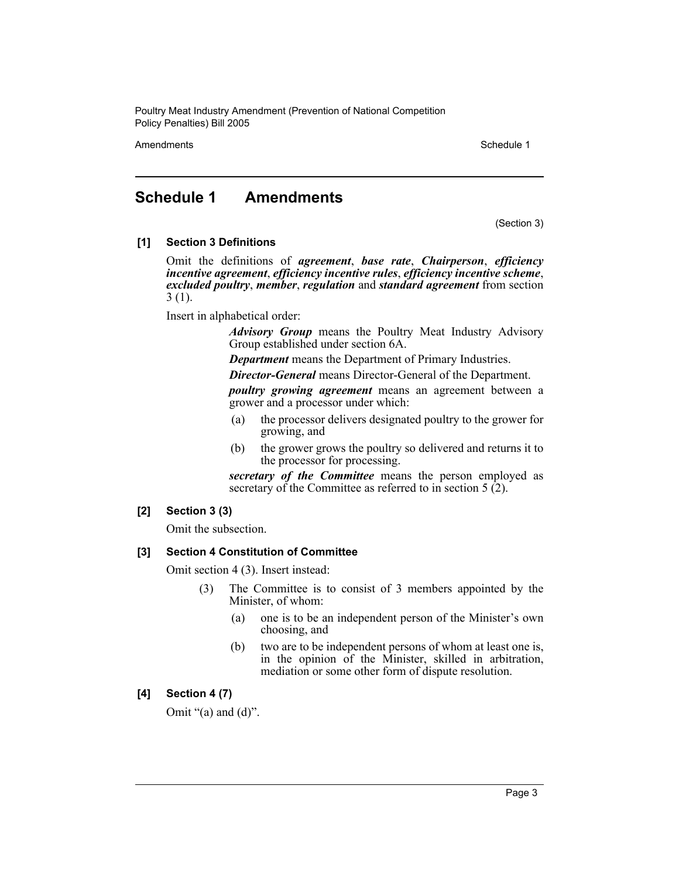# Schedule 1 Amendments

(Section 3)

**[1] Section 3 Definitions**

Omit the definitions of ***agreement***, ***base rate***, ***Chairperson***, ***efficiency incentive agreement***, ***efficiency incentive rules***, ***efficiency incentive scheme***, ***excluded poultry***, ***member***, ***regulation*** and ***standard agreement*** from section 3 (1).

Insert in alphabetical order:

> ***Advisory Group*** means the Poultry Meat Industry Advisory Group established under section 6A.
>
> ***Department*** means the Department of Primary Industries.
>
> ***Director-General*** means Director-General of the Department.
>
> ***poultry growing agreement*** means an agreement between a grower and a processor under which:
>
> (a) the processor delivers designated poultry to the grower for growing, and
>
> (b) the grower grows the poultry so delivered and returns it to the processor for processing.
>
> ***secretary of the Committee*** means the person employed as secretary of the Committee as referred to in section 5 (2).

**[2] Section 3 (3)**

Omit the subsection.

**[3] Section 4 Constitution of Committee**

Omit section 4 (3). Insert instead:

> (3) The Committee is to consist of 3 members appointed by the Minister, of whom:
>
> (a) one is to be an independent person of the Minister's own choosing, and
>
> (b) two are to be independent persons of whom at least one is, in the opinion of the Minister, skilled in arbitration, mediation or some other form of dispute resolution.

**[4] Section 4 (7)**

Omit "(a) and (d)".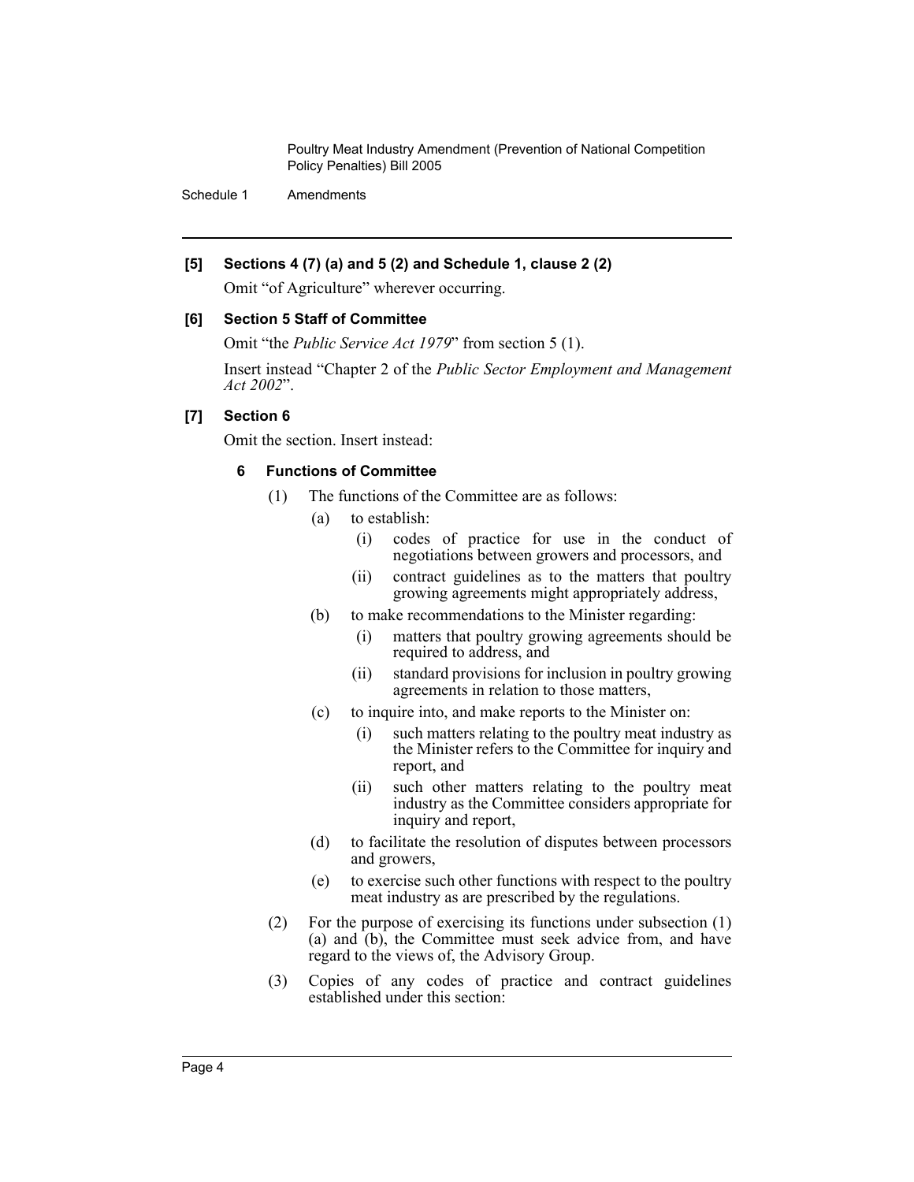**[5] Sections 4 (7) (a) and 5 (2) and Schedule 1, clause 2 (2)**

Omit "of Agriculture" wherever occurring.

**[6] Section 5 Staff of Committee**

Omit "the *Public Service Act 1979*" from section 5 (1).

Insert instead "Chapter 2 of the *Public Sector Employment and Management Act 2002*".

**[7] Section 6**

Omit the section. Insert instead:

**6 Functions of Committee**

(1) The functions of the Committee are as follows:

- (a) to establish:
  - (i) codes of practice for use in the conduct of negotiations between growers and processors, and
  - (ii) contract guidelines as to the matters that poultry growing agreements might appropriately address,
- (b) to make recommendations to the Minister regarding:
  - (i) matters that poultry growing agreements should be required to address, and
  - (ii) standard provisions for inclusion in poultry growing agreements in relation to those matters,
- (c) to inquire into, and make reports to the Minister on:
  - (i) such matters relating to the poultry meat industry as the Minister refers to the Committee for inquiry and report, and
  - (ii) such other matters relating to the poultry meat industry as the Committee considers appropriate for inquiry and report,
- (d) to facilitate the resolution of disputes between processors and growers,
- (e) to exercise such other functions with respect to the poultry meat industry as are prescribed by the regulations.

(2) For the purpose of exercising its functions under subsection (1) (a) and (b), the Committee must seek advice from, and have regard to the views of, the Advisory Group.

(3) Copies of any codes of practice and contract guidelines established under this section: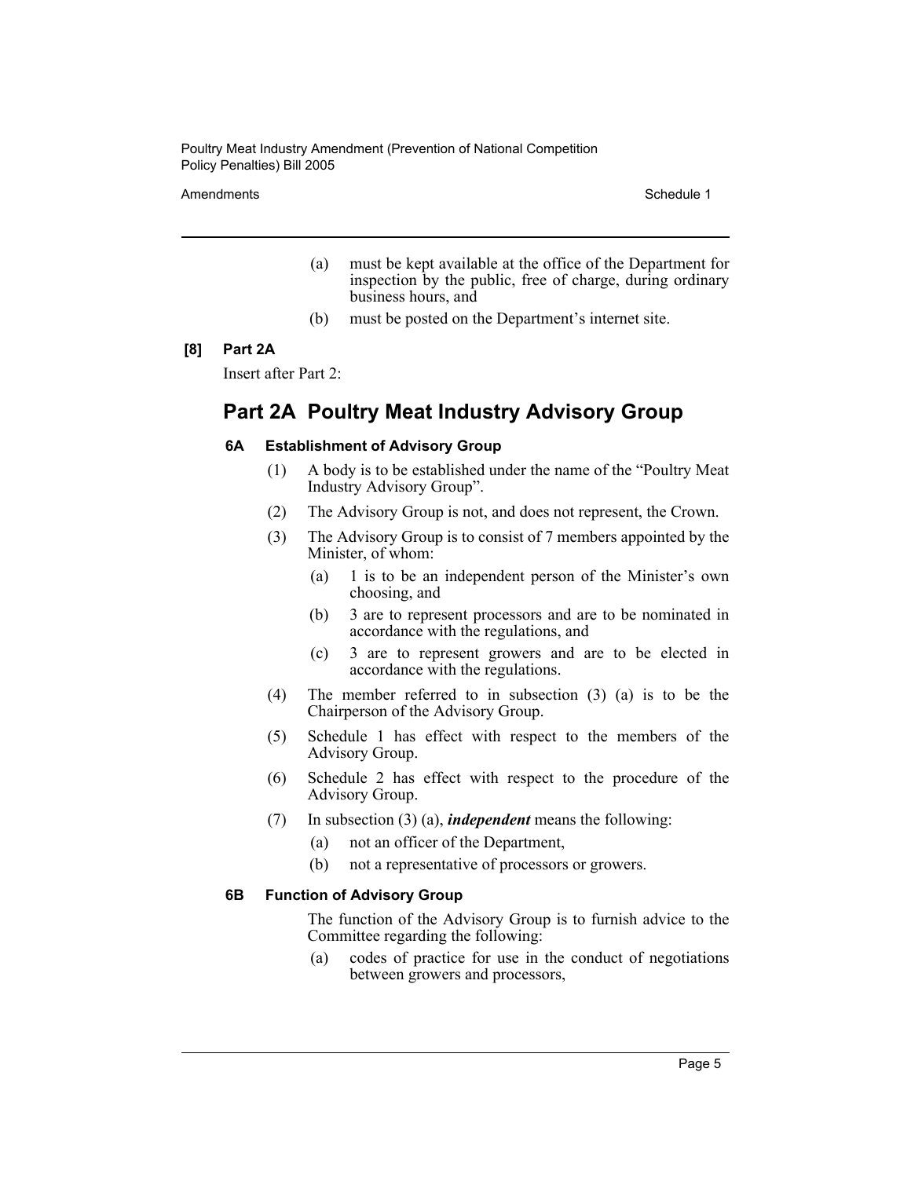(a) must be kept available at the office of the Department for inspection by the public, free of charge, during ordinary business hours, and

(b) must be posted on the Department's internet site.

**[8] Part 2A**

Insert after Part 2:

## Part 2A Poultry Meat Industry Advisory Group

### 6A Establishment of Advisory Group

(1) A body is to be established under the name of the "Poultry Meat Industry Advisory Group".

(2) The Advisory Group is not, and does not represent, the Crown.

(3) The Advisory Group is to consist of 7 members appointed by the Minister, of whom:

(a) 1 is to be an independent person of the Minister's own choosing, and

(b) 3 are to represent processors and are to be nominated in accordance with the regulations, and

(c) 3 are to represent growers and are to be elected in accordance with the regulations.

(4) The member referred to in subsection (3) (a) is to be the Chairperson of the Advisory Group.

(5) Schedule 1 has effect with respect to the members of the Advisory Group.

(6) Schedule 2 has effect with respect to the procedure of the Advisory Group.

(7) In subsection (3) (a), ***independent*** means the following:

(a) not an officer of the Department,

(b) not a representative of processors or growers.

### 6B Function of Advisory Group

The function of the Advisory Group is to furnish advice to the Committee regarding the following:

(a) codes of practice for use in the conduct of negotiations between growers and processors,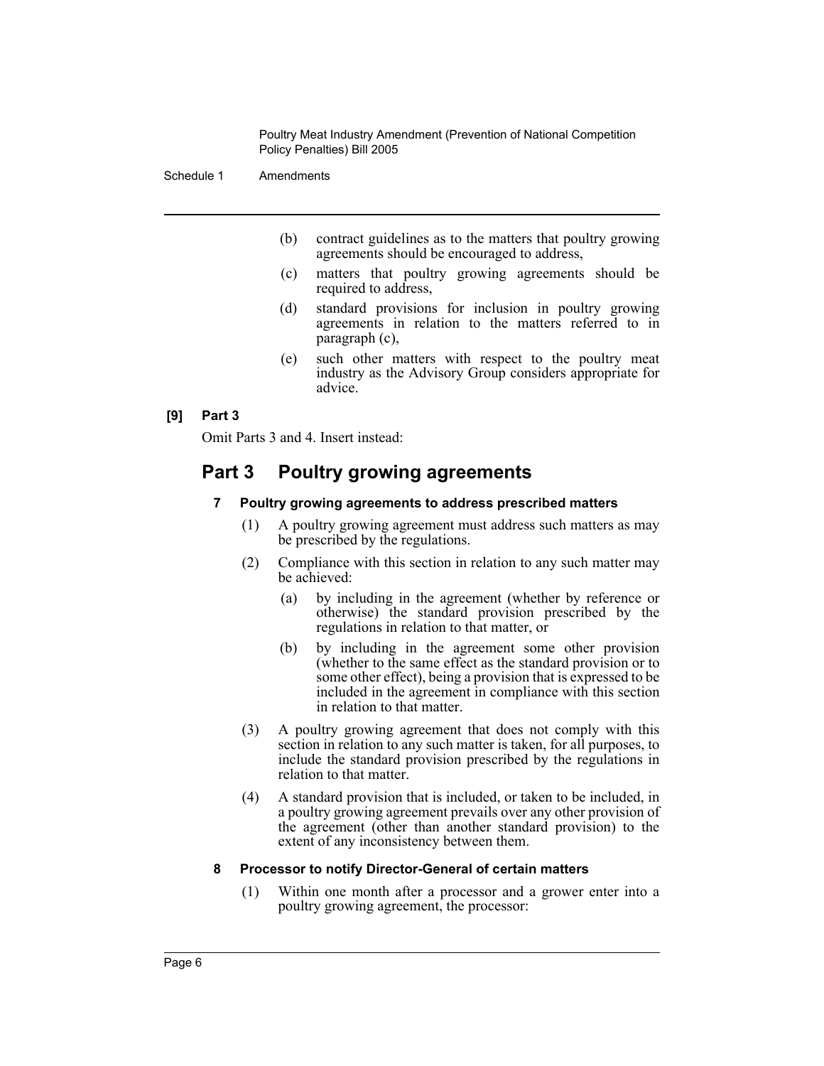(b) contract guidelines as to the matters that poultry growing agreements should be encouraged to address,

(c) matters that poultry growing agreements should be required to address,

(d) standard provisions for inclusion in poultry growing agreements in relation to the matters referred to in paragraph (c),

(e) such other matters with respect to the poultry meat industry as the Advisory Group considers appropriate for advice.

**[9] Part 3**

Omit Parts 3 and 4. Insert instead:

## Part 3 Poultry growing agreements

### 7 Poultry growing agreements to address prescribed matters

(1) A poultry growing agreement must address such matters as may be prescribed by the regulations.

(2) Compliance with this section in relation to any such matter may be achieved:

- (a) by including in the agreement (whether by reference or otherwise) the standard provision prescribed by the regulations in relation to that matter, or
- (b) by including in the agreement some other provision (whether to the same effect as the standard provision or to some other effect), being a provision that is expressed to be included in the agreement in compliance with this section in relation to that matter.

(3) A poultry growing agreement that does not comply with this section in relation to any such matter is taken, for all purposes, to include the standard provision prescribed by the regulations in relation to that matter.

(4) A standard provision that is included, or taken to be included, in a poultry growing agreement prevails over any other provision of the agreement (other than another standard provision) to the extent of any inconsistency between them.

### 8 Processor to notify Director-General of certain matters

(1) Within one month after a processor and a grower enter into a poultry growing agreement, the processor: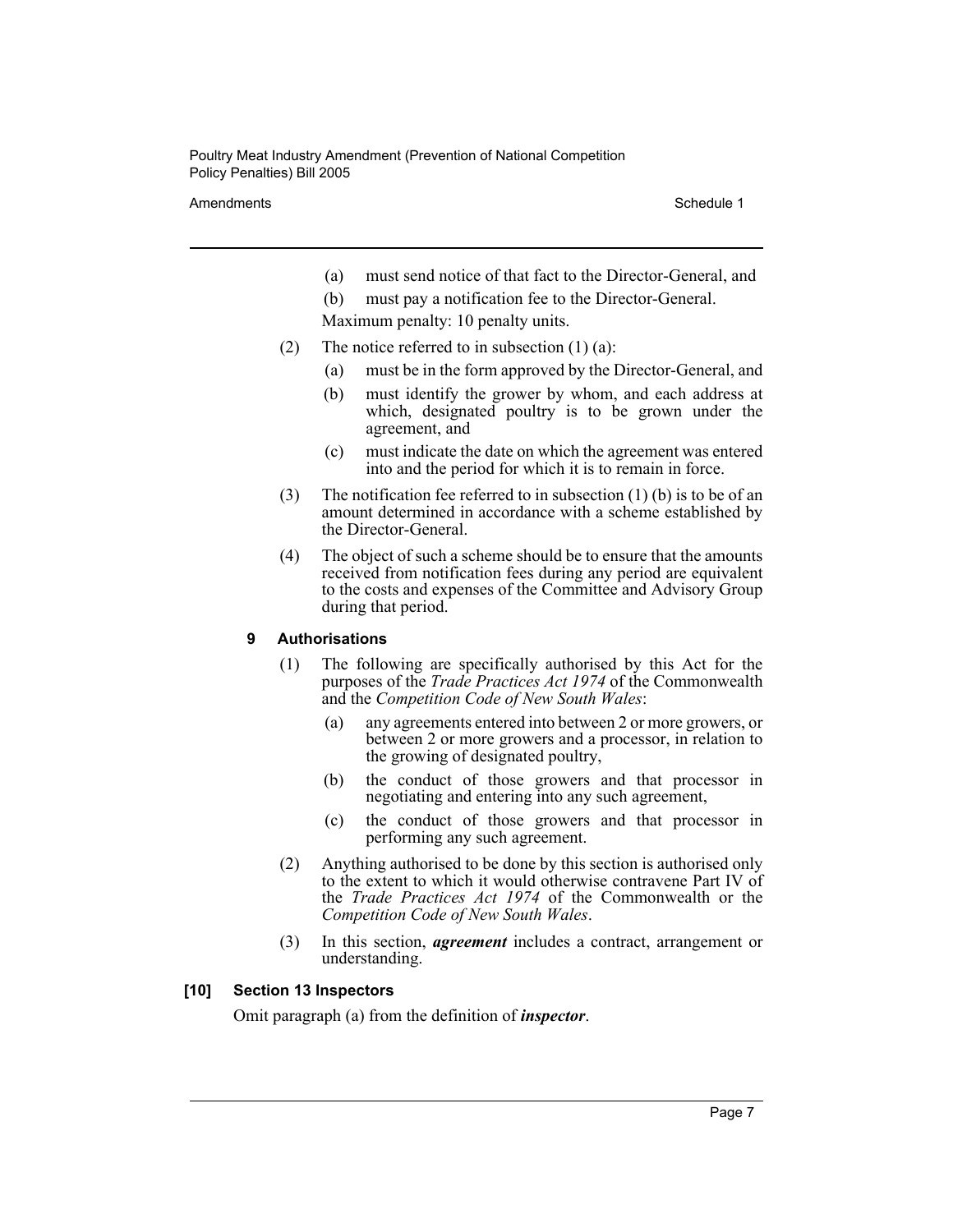(a) must send notice of that fact to the Director-General, and

(b) must pay a notification fee to the Director-General.

Maximum penalty: 10 penalty units.

(2) The notice referred to in subsection (1) (a):

(a) must be in the form approved by the Director-General, and

(b) must identify the grower by whom, and each address at which, designated poultry is to be grown under the agreement, and

(c) must indicate the date on which the agreement was entered into and the period for which it is to remain in force.

(3) The notification fee referred to in subsection (1) (b) is to be of an amount determined in accordance with a scheme established by the Director-General.

(4) The object of such a scheme should be to ensure that the amounts received from notification fees during any period are equivalent to the costs and expenses of the Committee and Advisory Group during that period.

### 9 Authorisations

(1) The following are specifically authorised by this Act for the purposes of the *Trade Practices Act 1974* of the Commonwealth and the *Competition Code of New South Wales*:

(a) any agreements entered into between 2 or more growers, or between 2 or more growers and a processor, in relation to the growing of designated poultry,

(b) the conduct of those growers and that processor in negotiating and entering into any such agreement,

(c) the conduct of those growers and that processor in performing any such agreement.

(2) Anything authorised to be done by this section is authorised only to the extent to which it would otherwise contravene Part IV of the *Trade Practices Act 1974* of the Commonwealth or the *Competition Code of New South Wales*.

(3) In this section, ***agreement*** includes a contract, arrangement or understanding.

### [10] Section 13 Inspectors

Omit paragraph (a) from the definition of ***inspector***.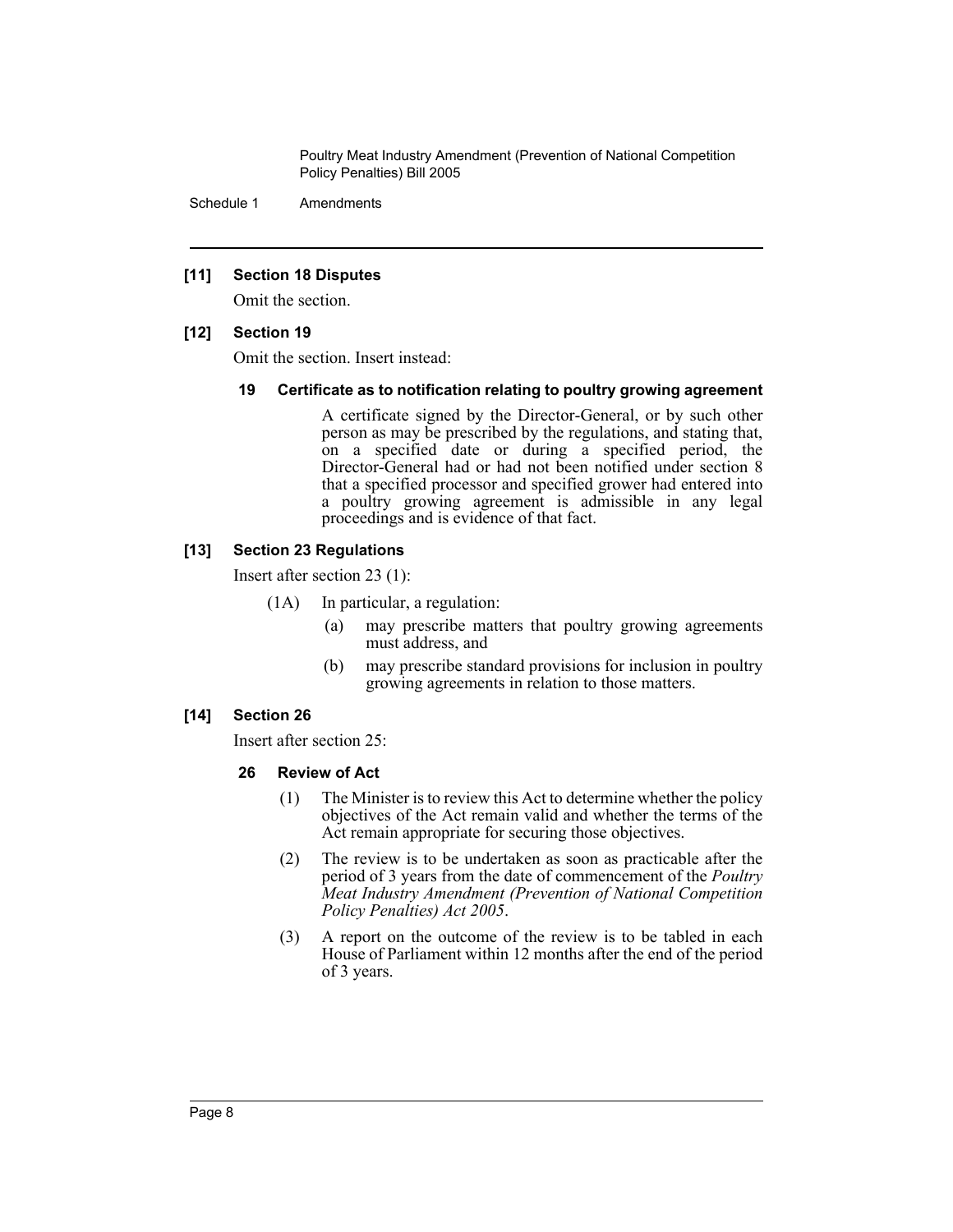### [11] Section 18 Disputes

Omit the section.

### [12] Section 19

Omit the section. Insert instead:

#### 19 Certificate as to notification relating to poultry growing agreement

A certificate signed by the Director-General, or by such other person as may be prescribed by the regulations, and stating that, on a specified date or during a specified period, the Director-General had or had not been notified under section 8 that a specified processor and specified grower had entered into a poultry growing agreement is admissible in any legal proceedings and is evidence of that fact.

### [13] Section 23 Regulations

Insert after section 23 (1):

(1A) In particular, a regulation:

- (a) may prescribe matters that poultry growing agreements must address, and
- (b) may prescribe standard provisions for inclusion in poultry growing agreements in relation to those matters.

### [14] Section 26

Insert after section 25:

#### 26 Review of Act

(1) The Minister is to review this Act to determine whether the policy objectives of the Act remain valid and whether the terms of the Act remain appropriate for securing those objectives.

(2) The review is to be undertaken as soon as practicable after the period of 3 years from the date of commencement of the *Poultry Meat Industry Amendment (Prevention of National Competition Policy Penalties) Act 2005*.

(3) A report on the outcome of the review is to be tabled in each House of Parliament within 12 months after the end of the period of 3 years.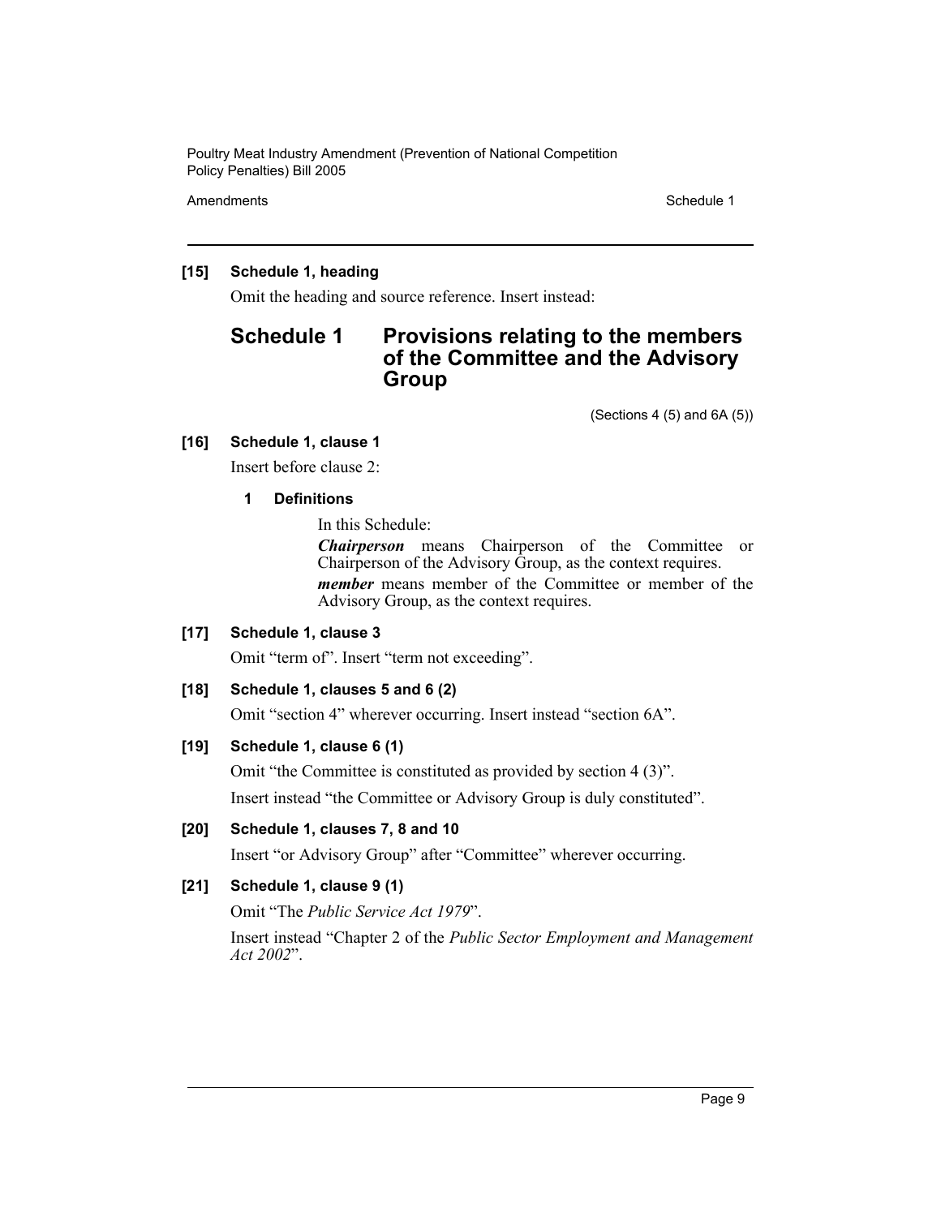**[15] Schedule 1, heading**

Omit the heading and source reference. Insert instead:

## Schedule 1 Provisions relating to the members of the Committee and the Advisory Group

(Sections 4 (5) and 6A (5))

**[16] Schedule 1, clause 1**

Insert before clause 2:

**1 Definitions**

In this Schedule:

***Chairperson*** means Chairperson of the Committee or Chairperson of the Advisory Group, as the context requires.

***member*** means member of the Committee or member of the Advisory Group, as the context requires.

**[17] Schedule 1, clause 3**

Omit "term of". Insert "term not exceeding".

**[18] Schedule 1, clauses 5 and 6 (2)**

Omit "section 4" wherever occurring. Insert instead "section 6A".

**[19] Schedule 1, clause 6 (1)**

Omit "the Committee is constituted as provided by section 4 (3)".

Insert instead "the Committee or Advisory Group is duly constituted".

**[20] Schedule 1, clauses 7, 8 and 10**

Insert "or Advisory Group" after "Committee" wherever occurring.

**[21] Schedule 1, clause 9 (1)**

Omit "The *Public Service Act 1979*".

Insert instead "Chapter 2 of the *Public Sector Employment and Management Act 2002*".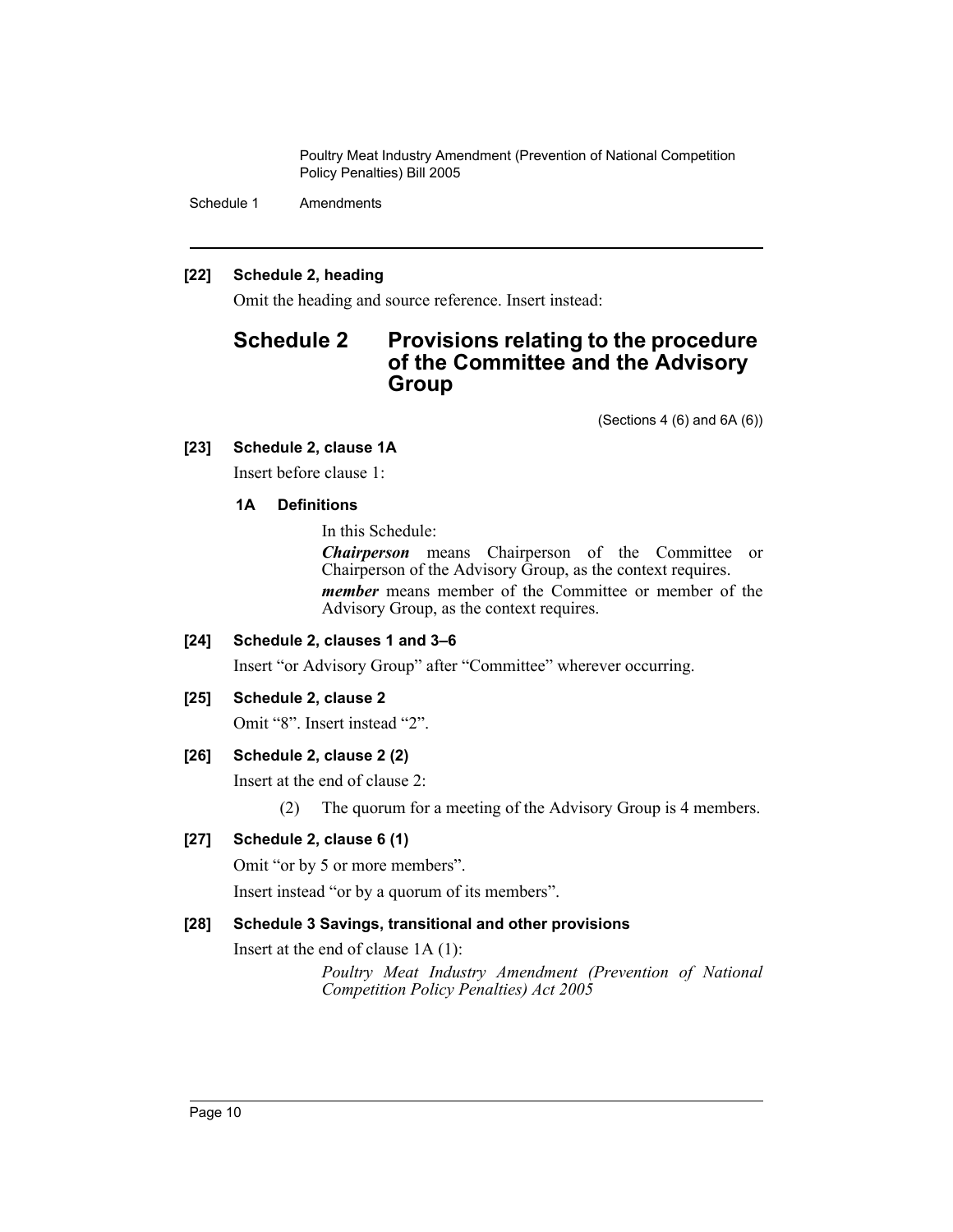**[22] Schedule 2, heading**

Omit the heading and source reference. Insert instead:

## Schedule 2 Provisions relating to the procedure of the Committee and the Advisory Group

(Sections 4 (6) and 6A (6))

**[23] Schedule 2, clause 1A**

Insert before clause 1:

**1A Definitions**

In this Schedule:

***Chairperson*** means Chairperson of the Committee or Chairperson of the Advisory Group, as the context requires.

***member*** means member of the Committee or member of the Advisory Group, as the context requires.

**[24] Schedule 2, clauses 1 and 3–6**

Insert "or Advisory Group" after "Committee" wherever occurring.

**[25] Schedule 2, clause 2**

Omit "8". Insert instead "2".

**[26] Schedule 2, clause 2 (2)**

Insert at the end of clause 2:

(2) The quorum for a meeting of the Advisory Group is 4 members.

**[27] Schedule 2, clause 6 (1)**

Omit "or by 5 or more members".

Insert instead "or by a quorum of its members".

**[28] Schedule 3 Savings, transitional and other provisions**

Insert at the end of clause 1A (1):

*Poultry Meat Industry Amendment (Prevention of National Competition Policy Penalties) Act 2005*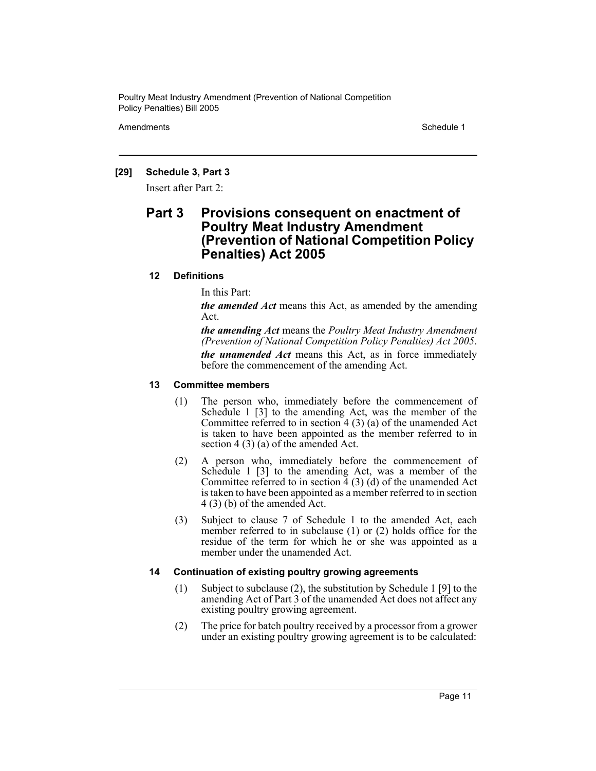**[29] Schedule 3, Part 3**

Insert after Part 2:

## Part 3 Provisions consequent on enactment of Poultry Meat Industry Amendment (Prevention of National Competition Policy Penalties) Act 2005

### 12 Definitions

In this Part:

***the amended Act*** means this Act, as amended by the amending Act.

***the amending Act*** means the *Poultry Meat Industry Amendment (Prevention of National Competition Policy Penalties) Act 2005*.

***the unamended Act*** means this Act, as in force immediately before the commencement of the amending Act.

### 13 Committee members

(1) The person who, immediately before the commencement of Schedule 1 [3] to the amending Act, was the member of the Committee referred to in section 4 (3) (a) of the unamended Act is taken to have been appointed as the member referred to in section 4 (3) (a) of the amended Act.

(2) A person who, immediately before the commencement of Schedule 1 [3] to the amending Act, was a member of the Committee referred to in section 4 (3) (d) of the unamended Act is taken to have been appointed as a member referred to in section 4 (3) (b) of the amended Act.

(3) Subject to clause 7 of Schedule 1 to the amended Act, each member referred to in subclause (1) or (2) holds office for the residue of the term for which he or she was appointed as a member under the unamended Act.

### 14 Continuation of existing poultry growing agreements

(1) Subject to subclause (2), the substitution by Schedule 1 [9] to the amending Act of Part 3 of the unamended Act does not affect any existing poultry growing agreement.

(2) The price for batch poultry received by a processor from a grower under an existing poultry growing agreement is to be calculated: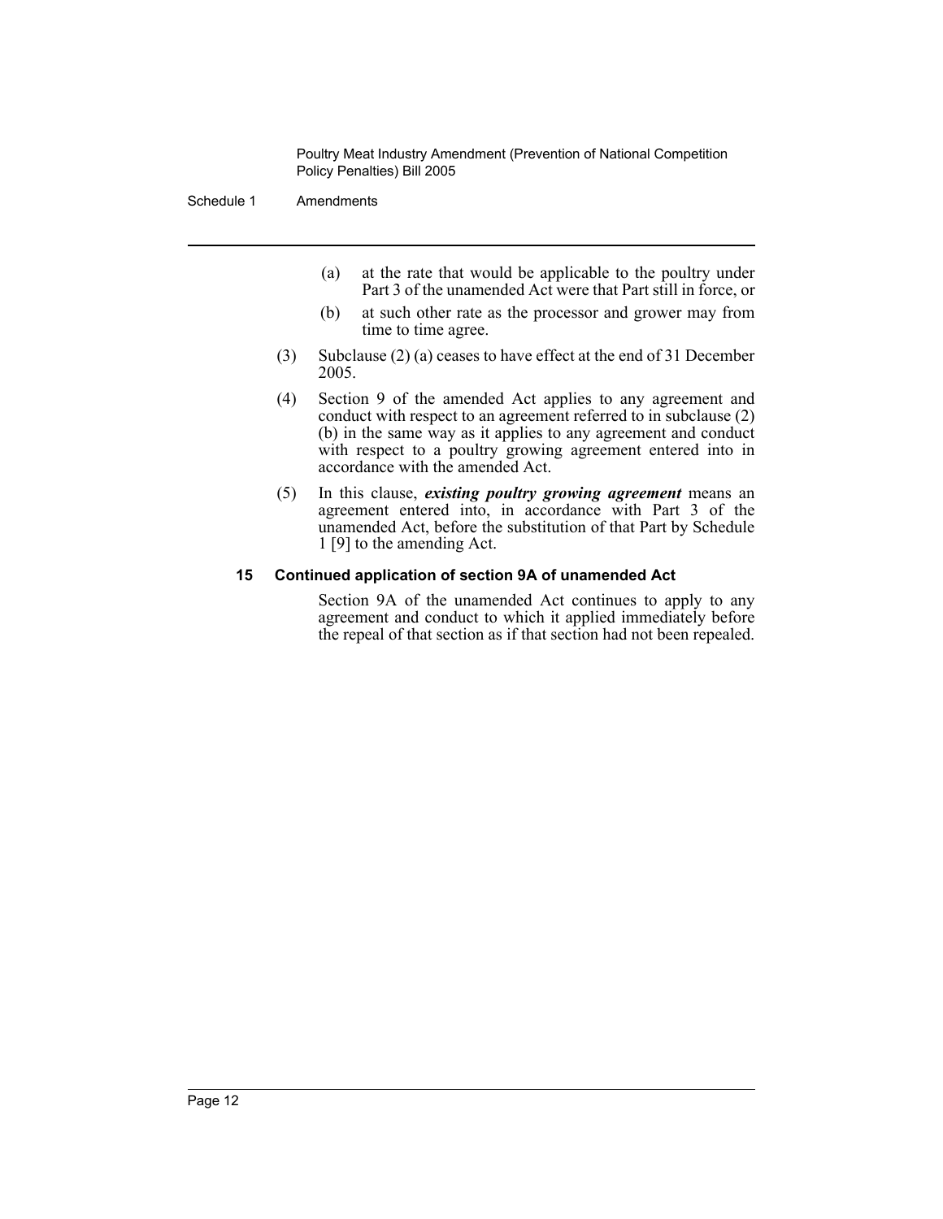(a) at the rate that would be applicable to the poultry under Part 3 of the unamended Act were that Part still in force, or

(b) at such other rate as the processor and grower may from time to time agree.

(3) Subclause (2) (a) ceases to have effect at the end of 31 December 2005.

(4) Section 9 of the amended Act applies to any agreement and conduct with respect to an agreement referred to in subclause (2) (b) in the same way as it applies to any agreement and conduct with respect to a poultry growing agreement entered into in accordance with the amended Act.

(5) In this clause, ***existing poultry growing agreement*** means an agreement entered into, in accordance with Part 3 of the unamended Act, before the substitution of that Part by Schedule 1 [9] to the amending Act.

#### 15 Continued application of section 9A of unamended Act

Section 9A of the unamended Act continues to apply to any agreement and conduct to which it applied immediately before the repeal of that section as if that section had not been repealed.